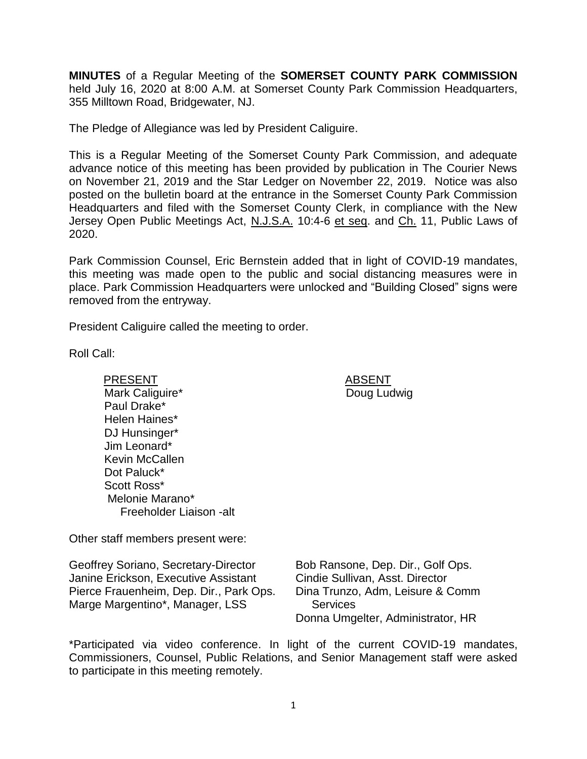**MINUTES** of a Regular Meeting of the **SOMERSET COUNTY PARK COMMISSION** held July 16, 2020 at 8:00 A.M. at Somerset County Park Commission Headquarters, 355 Milltown Road, Bridgewater, NJ.

The Pledge of Allegiance was led by President Caliguire.

This is a Regular Meeting of the Somerset County Park Commission, and adequate advance notice of this meeting has been provided by publication in The Courier News on November 21, 2019 and the Star Ledger on November 22, 2019. Notice was also posted on the bulletin board at the entrance in the Somerset County Park Commission Headquarters and filed with the Somerset County Clerk, in compliance with the New Jersey Open Public Meetings Act, N.J.S.A. 10:4-6 et seq. and Ch. 11, Public Laws of 2020.

Park Commission Counsel, Eric Bernstein added that in light of COVID-19 mandates, this meeting was made open to the public and social distancing measures were in place. Park Commission Headquarters were unlocked and "Building Closed" signs were removed from the entryway.

President Caliguire called the meeting to order.

Roll Call:

| PRESENT | ABSENT |
|---|---|
| Mark Caliguire* | Doug Ludwig |
| Paul Drake* | |
| Helen Haines* | |
| DJ Hunsinger* | |
| Jim Leonard* | |
| Kevin McCallen | |
| Dot Paluck* | |
| Scott Ross* | |
| Melonie Marano* Freeholder Liaison -alt | |

Other staff members present were:

| | |
|---|---|
| Geoffrey Soriano, Secretary-Director | Bob Ransone, Dep. Dir., Golf Ops. |
| Janine Erickson, Executive Assistant | Cindie Sullivan, Asst. Director |
| Pierce Frauenheim, Dep. Dir., Park Ops. | Dina Trunzo, Adm, Leisure & Comm Services |
| Marge Margentino*, Manager, LSS | Donna Umgelter, Administrator, HR |

*Participated via video conference. In light of the current COVID-19 mandates, Commissioners, Counsel, Public Relations, and Senior Management staff were asked to participate in this meeting remotely.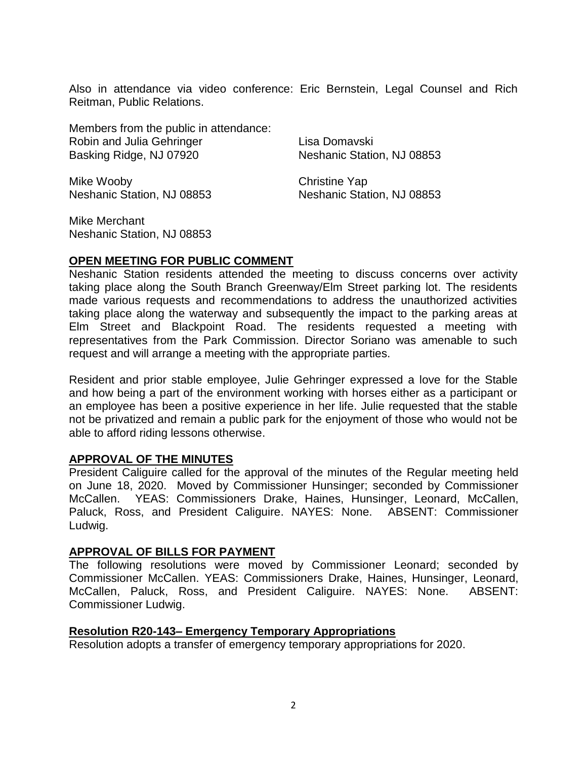Also in attendance via video conference: Eric Bernstein, Legal Counsel and Rich Reitman, Public Relations.

Members from the public in attendance:

Robin and Julia Gehringer
Basking Ridge, NJ 07920

Lisa Domavski
Neshanic Station, NJ 08853

Mike Wooby
Neshanic Station, NJ 08853

Christine Yap
Neshanic Station, NJ 08853

Mike Merchant
Neshanic Station, NJ 08853

## OPEN MEETING FOR PUBLIC COMMENT

Neshanic Station residents attended the meeting to discuss concerns over activity taking place along the South Branch Greenway/Elm Street parking lot. The residents made various requests and recommendations to address the unauthorized activities taking place along the waterway and subsequently the impact to the parking areas at Elm Street and Blackpoint Road. The residents requested a meeting with representatives from the Park Commission. Director Soriano was amenable to such request and will arrange a meeting with the appropriate parties.

Resident and prior stable employee, Julie Gehringer expressed a love for the Stable and how being a part of the environment working with horses either as a participant or an employee has been a positive experience in her life. Julie requested that the stable not be privatized and remain a public park for the enjoyment of those who would not be able to afford riding lessons otherwise.

## APPROVAL OF THE MINUTES

President Caliguire called for the approval of the minutes of the Regular meeting held on June 18, 2020. Moved by Commissioner Hunsinger; seconded by Commissioner McCallen. YEAS: Commissioners Drake, Haines, Hunsinger, Leonard, McCallen, Paluck, Ross, and President Caliguire. NAYES: None. ABSENT: Commissioner Ludwig.

## APPROVAL OF BILLS FOR PAYMENT

The following resolutions were moved by Commissioner Leonard; seconded by Commissioner McCallen. YEAS: Commissioners Drake, Haines, Hunsinger, Leonard, McCallen, Paluck, Ross, and President Caliguire. NAYES: None. ABSENT: Commissioner Ludwig.

### Resolution R20-143– Emergency Temporary Appropriations

Resolution adopts a transfer of emergency temporary appropriations for 2020.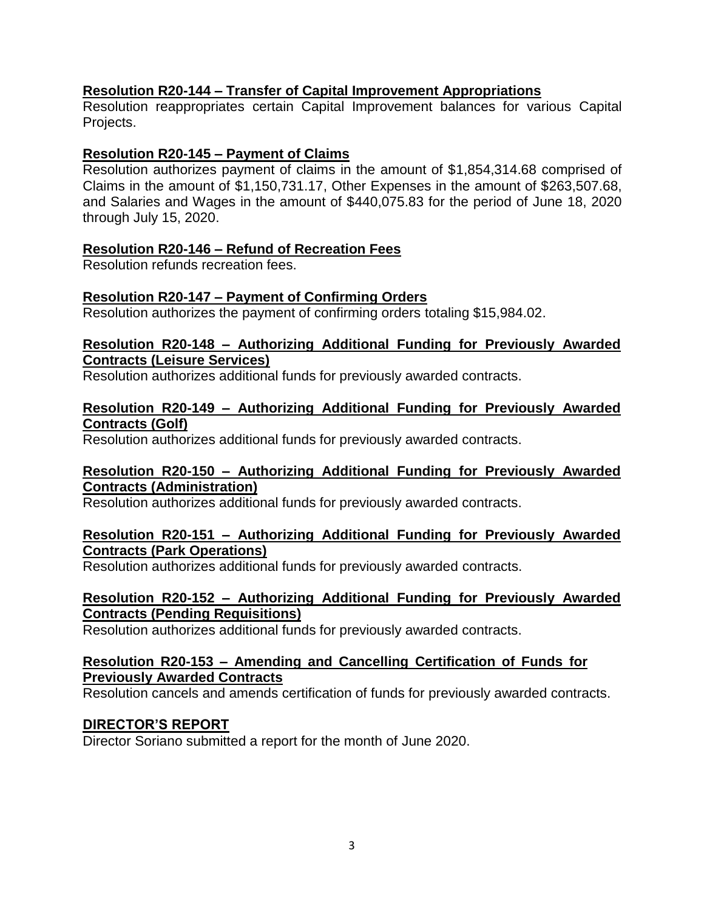**Resolution R20-144 – Transfer of Capital Improvement Appropriations**

Resolution reappropriates certain Capital Improvement balances for various Capital Projects.

**Resolution R20-145 – Payment of Claims**

Resolution authorizes payment of claims in the amount of $1,854,314.68 comprised of Claims in the amount of $1,150,731.17, Other Expenses in the amount of $263,507.68, and Salaries and Wages in the amount of $440,075.83 for the period of June 18, 2020 through July 15, 2020.

**Resolution R20-146 – Refund of Recreation Fees**

Resolution refunds recreation fees.

**Resolution R20-147 – Payment of Confirming Orders**

Resolution authorizes the payment of confirming orders totaling $15,984.02.

**Resolution R20-148 – Authorizing Additional Funding for Previously Awarded Contracts (Leisure Services)**

Resolution authorizes additional funds for previously awarded contracts.

**Resolution R20-149 – Authorizing Additional Funding for Previously Awarded Contracts (Golf)**

Resolution authorizes additional funds for previously awarded contracts.

**Resolution R20-150 – Authorizing Additional Funding for Previously Awarded Contracts (Administration)**

Resolution authorizes additional funds for previously awarded contracts.

**Resolution R20-151 – Authorizing Additional Funding for Previously Awarded Contracts (Park Operations)**

Resolution authorizes additional funds for previously awarded contracts.

**Resolution R20-152 – Authorizing Additional Funding for Previously Awarded Contracts (Pending Requisitions)**

Resolution authorizes additional funds for previously awarded contracts.

**Resolution R20-153 – Amending and Cancelling Certification of Funds for Previously Awarded Contracts**

Resolution cancels and amends certification of funds for previously awarded contracts.

**DIRECTOR'S REPORT**

Director Soriano submitted a report for the month of June 2020.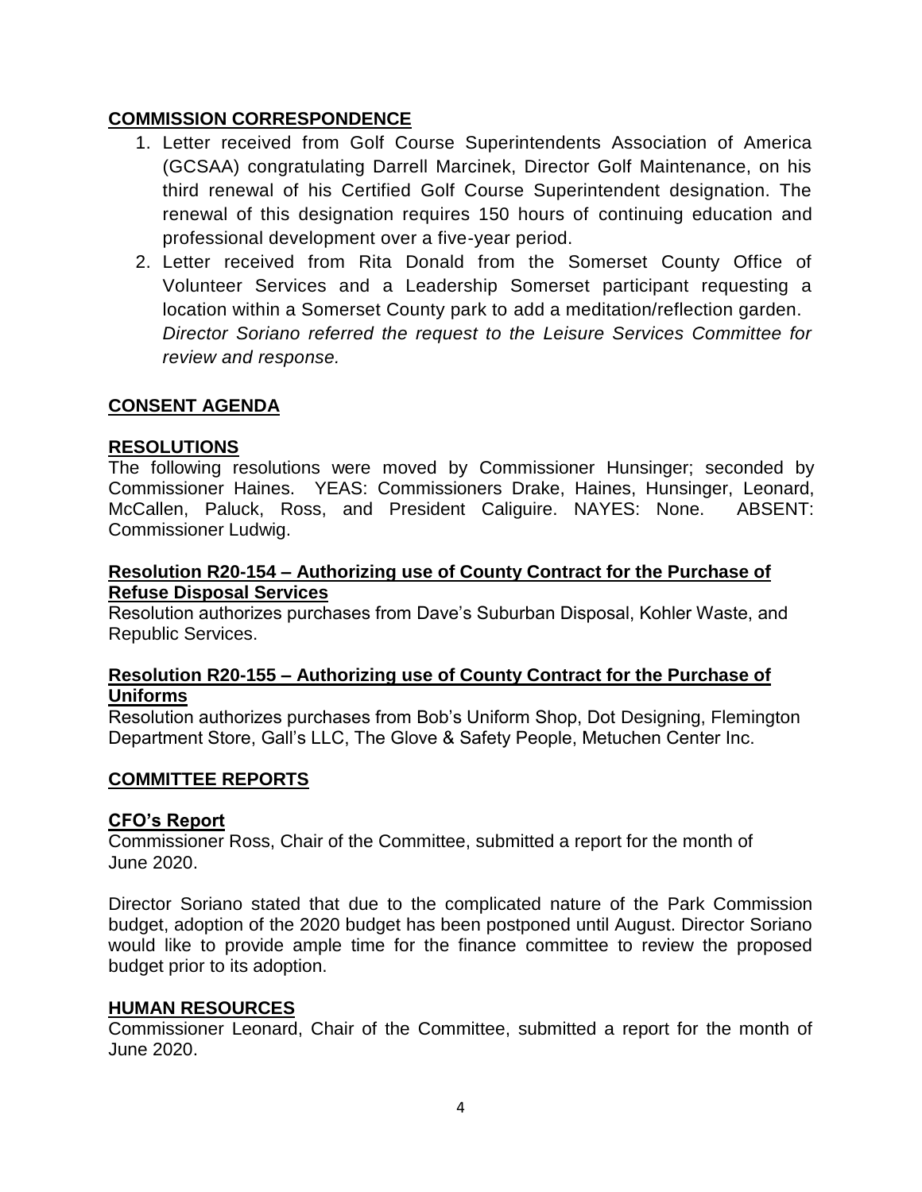## COMMISSION CORRESPONDENCE

1. Letter received from Golf Course Superintendents Association of America (GCSAA) congratulating Darrell Marcinek, Director Golf Maintenance, on his third renewal of his Certified Golf Course Superintendent designation. The renewal of this designation requires 150 hours of continuing education and professional development over a five-year period.
2. Letter received from Rita Donald from the Somerset County Office of Volunteer Services and a Leadership Somerset participant requesting a location within a Somerset County park to add a meditation/reflection garden. *Director Soriano referred the request to the Leisure Services Committee for review and response.*

## CONSENT AGENDA

## RESOLUTIONS

The following resolutions were moved by Commissioner Hunsinger; seconded by Commissioner Haines. YEAS: Commissioners Drake, Haines, Hunsinger, Leonard, McCallen, Paluck, Ross, and President Caliguire. NAYES: None. ABSENT: Commissioner Ludwig.

### Resolution R20-154 – Authorizing use of County Contract for the Purchase of Refuse Disposal Services

Resolution authorizes purchases from Dave's Suburban Disposal, Kohler Waste, and Republic Services.

### Resolution R20-155 – Authorizing use of County Contract for the Purchase of Uniforms

Resolution authorizes purchases from Bob's Uniform Shop, Dot Designing, Flemington Department Store, Gall's LLC, The Glove & Safety People, Metuchen Center Inc.

## COMMITTEE REPORTS

### CFO's Report

Commissioner Ross, Chair of the Committee, submitted a report for the month of June 2020.

Director Soriano stated that due to the complicated nature of the Park Commission budget, adoption of the 2020 budget has been postponed until August. Director Soriano would like to provide ample time for the finance committee to review the proposed budget prior to its adoption.

## HUMAN RESOURCES

Commissioner Leonard, Chair of the Committee, submitted a report for the month of June 2020.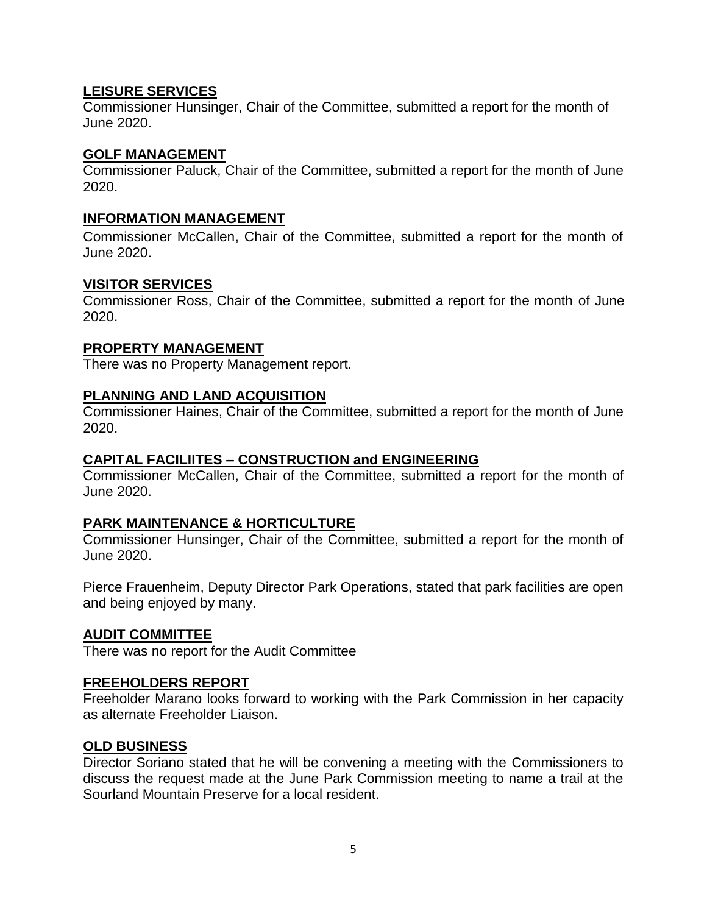## LEISURE SERVICES

Commissioner Hunsinger, Chair of the Committee, submitted a report for the month of June 2020.

## GOLF MANAGEMENT

Commissioner Paluck, Chair of the Committee, submitted a report for the month of June 2020.

## INFORMATION MANAGEMENT

Commissioner McCallen, Chair of the Committee, submitted a report for the month of June 2020.

## VISITOR SERVICES

Commissioner Ross, Chair of the Committee, submitted a report for the month of June 2020.

## PROPERTY MANAGEMENT

There was no Property Management report.

## PLANNING AND LAND ACQUISITION

Commissioner Haines, Chair of the Committee, submitted a report for the month of June 2020.

## CAPITAL FACILIITES – CONSTRUCTION and ENGINEERING

Commissioner McCallen, Chair of the Committee, submitted a report for the month of June 2020.

## PARK MAINTENANCE & HORTICULTURE

Commissioner Hunsinger, Chair of the Committee, submitted a report for the month of June 2020.

Pierce Frauenheim, Deputy Director Park Operations, stated that park facilities are open and being enjoyed by many.

## AUDIT COMMITTEE

There was no report for the Audit Committee

## FREEHOLDERS REPORT

Freeholder Marano looks forward to working with the Park Commission in her capacity as alternate Freeholder Liaison.

## OLD BUSINESS

Director Soriano stated that he will be convening a meeting with the Commissioners to discuss the request made at the June Park Commission meeting to name a trail at the Sourland Mountain Preserve for a local resident.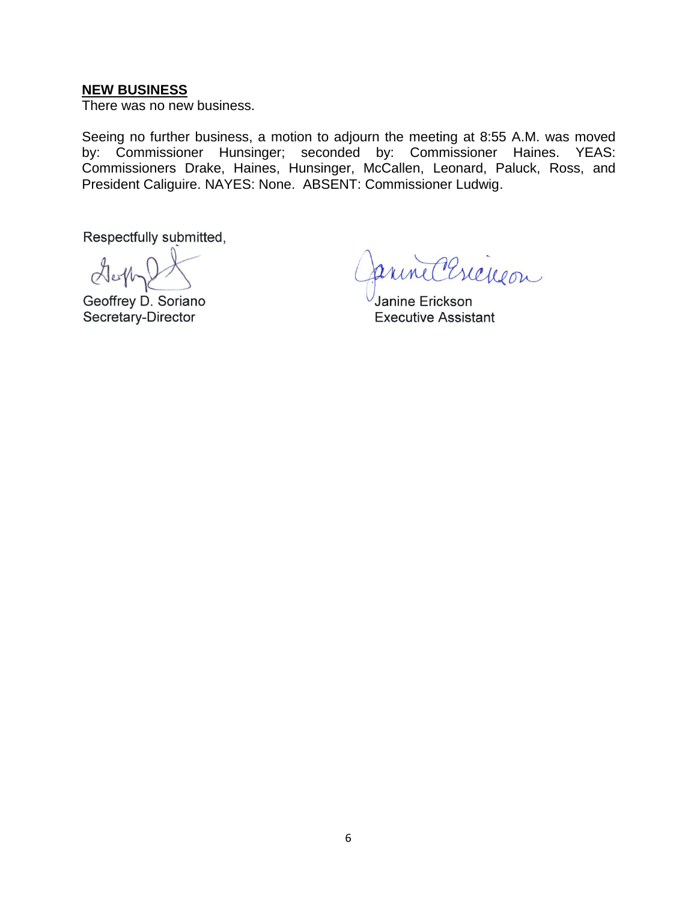**NEW BUSINESS**

There was no new business.

Seeing no further business, a motion to adjourn the meeting at 8:55 A.M. was moved by: Commissioner Hunsinger; seconded by: Commissioner Haines. YEAS: Commissioners Drake, Haines, Hunsinger, McCallen, Leonard, Paluck, Ross, and President Caliguire. NAYES: None. ABSENT: Commissioner Ludwig.

Respectfully submitted,

Geoffrey D. Soriano
Secretary-Director

Janine Erickson
Executive Assistant